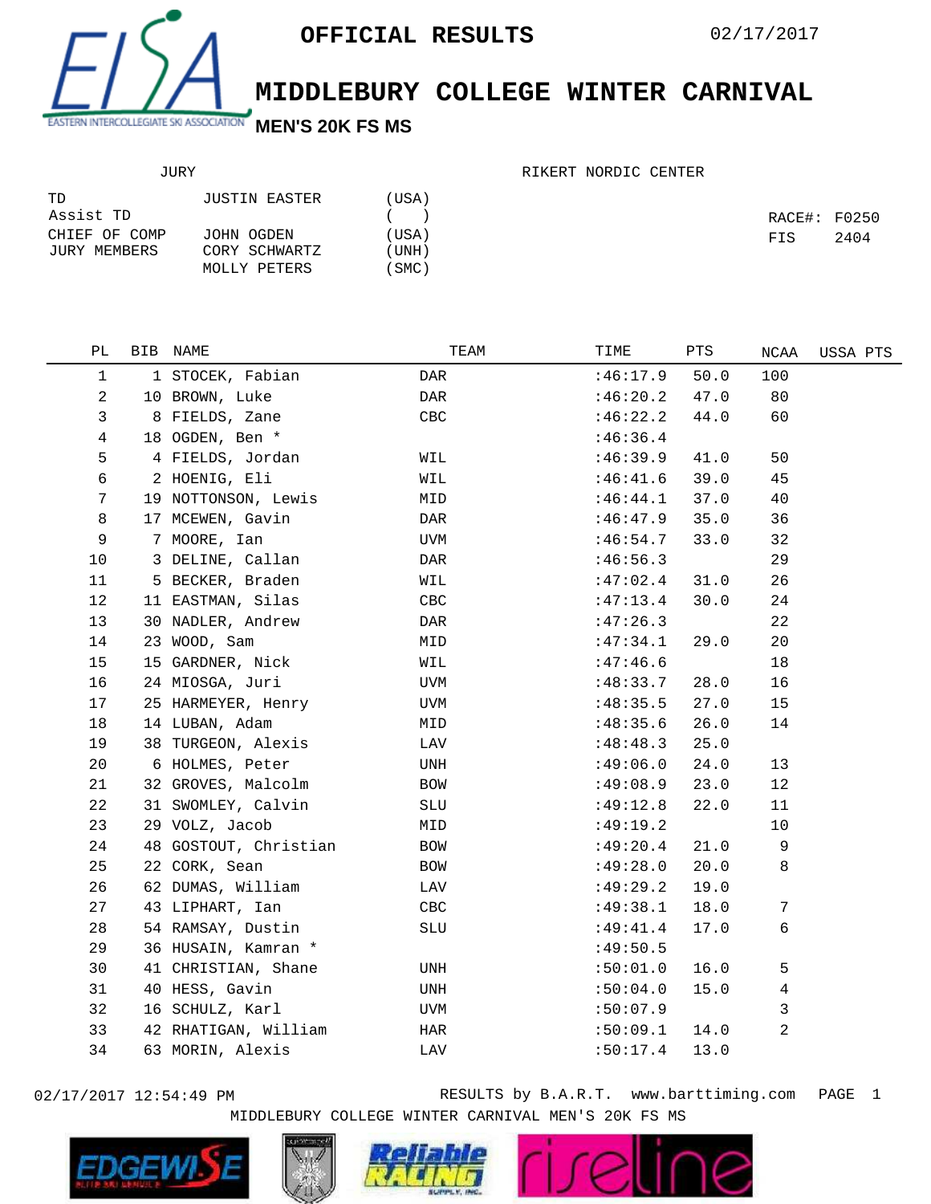**OFFICIAL RESULTS** 02/17/2017

# MIDDLEBURY COLLEGE WINTER CARNIVAL

## MEN'S 20K FS MS

EASTERN INTERCOLLEGIATE SKI ASSOCIATION

| JURY | | |
|---|---|---|
| TD | JUSTIN EASTER | (USA) |
| Assist TD | | ( ) |
| CHIEF OF COMP | JOHN OGDEN | (USA) |
| JURY MEMBERS | CORY SCHWARTZ | (UNH) |
| | MOLLY PETERS | (SMC) |

RIKERT NORDIC CENTER

RACE#: F0250
FIS 2404

| PL | BIB | NAME | TEAM | TIME | PTS | NCAA | USSA PTS |
|---|---|---|---|---|---|---|---|
| 1 | 1 | STOCEK, Fabian | DAR | :46:17.9 | 50.0 | 100 | |
| 2 | 10 | BROWN, Luke | DAR | :46:20.2 | 47.0 | 80 | |
| 3 | 8 | FIELDS, Zane | CBC | :46:22.2 | 44.0 | 60 | |
| 4 | 18 | OGDEN, Ben * | | :46:36.4 | | | |
| 5 | 4 | FIELDS, Jordan | WIL | :46:39.9 | 41.0 | 50 | |
| 6 | 2 | HOENIG, Eli | WIL | :46:41.6 | 39.0 | 45 | |
| 7 | 19 | NOTTONSON, Lewis | MID | :46:44.1 | 37.0 | 40 | |
| 8 | 17 | MCEWEN, Gavin | DAR | :46:47.9 | 35.0 | 36 | |
| 9 | 7 | MOORE, Ian | UVM | :46:54.7 | 33.0 | 32 | |
| 10 | 3 | DELINE, Callan | DAR | :46:56.3 | | 29 | |
| 11 | 5 | BECKER, Braden | WIL | :47:02.4 | 31.0 | 26 | |
| 12 | 11 | EASTMAN, Silas | CBC | :47:13.4 | 30.0 | 24 | |
| 13 | 30 | NADLER, Andrew | DAR | :47:26.3 | | 22 | |
| 14 | 23 | WOOD, Sam | MID | :47:34.1 | 29.0 | 20 | |
| 15 | 15 | GARDNER, Nick | WIL | :47:46.6 | | 18 | |
| 16 | 24 | MIOSGA, Juri | UVM | :48:33.7 | 28.0 | 16 | |
| 17 | 25 | HARMEYER, Henry | UVM | :48:35.5 | 27.0 | 15 | |
| 18 | 14 | LUBAN, Adam | MID | :48:35.6 | 26.0 | 14 | |
| 19 | 38 | TURGEON, Alexis | LAV | :48:48.3 | 25.0 | | |
| 20 | 6 | HOLMES, Peter | UNH | :49:06.0 | 24.0 | 13 | |
| 21 | 32 | GROVES, Malcolm | BOW | :49:08.9 | 23.0 | 12 | |
| 22 | 31 | SWOMLEY, Calvin | SLU | :49:12.8 | 22.0 | 11 | |
| 23 | 29 | VOLZ, Jacob | MID | :49:19.2 | | 10 | |
| 24 | 48 | GOSTOUT, Christian | BOW | :49:20.4 | 21.0 | 9 | |
| 25 | 22 | CORK, Sean | BOW | :49:28.0 | 20.0 | 8 | |
| 26 | 62 | DUMAS, William | LAV | :49:29.2 | 19.0 | | |
| 27 | 43 | LIPHART, Ian | CBC | :49:38.1 | 18.0 | 7 | |
| 28 | 54 | RAMSAY, Dustin | SLU | :49:41.4 | 17.0 | 6 | |
| 29 | 36 | HUSAIN, Kamran * | | :49:50.5 | | | |
| 30 | 41 | CHRISTIAN, Shane | UNH | :50:01.0 | 16.0 | 5 | |
| 31 | 40 | HESS, Gavin | UNH | :50:04.0 | 15.0 | 4 | |
| 32 | 16 | SCHULZ, Karl | UVM | :50:07.9 | | 3 | |
| 33 | 42 | RHATIGAN, William | HAR | :50:09.1 | 14.0 | 2 | |
| 34 | 63 | MORIN, Alexis | LAV | :50:17.4 | 13.0 | | |

02/17/2017 12:54:49 PM RESULTS by B.A.R.T. www.barttiming.com

MIDDLEBURY COLLEGE WINTER CARNIVAL MEN'S 20K FS MS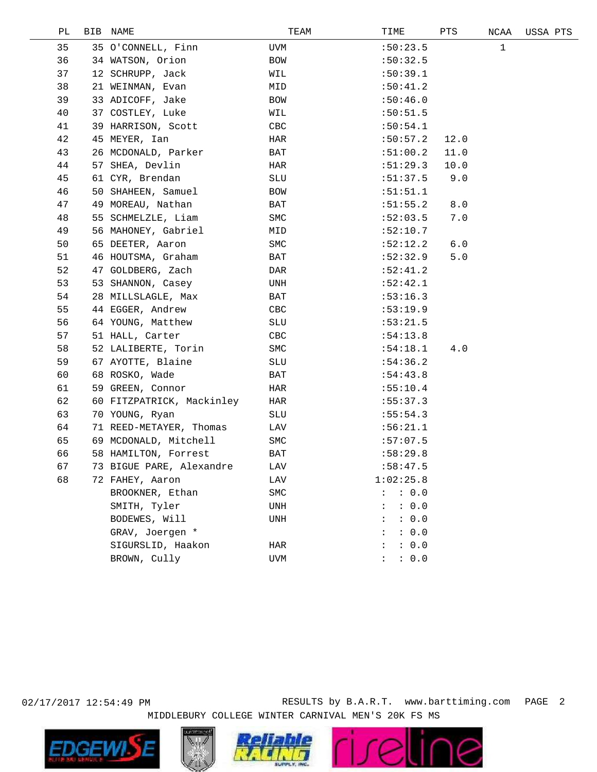| PL | BIB | NAME | TEAM | TIME | PTS | NCAA | USSA PTS |
|---|---|---|---|---|---|---|---|
| 35 | 35 | O'CONNELL, Finn | UVM | :50:23.5 | | 1 | |
| 36 | 34 | WATSON, Orion | BOW | :50:32.5 | | | |
| 37 | 12 | SCHRUPP, Jack | WIL | :50:39.1 | | | |
| 38 | 21 | WEINMAN, Evan | MID | :50:41.2 | | | |
| 39 | 33 | ADICOFF, Jake | BOW | :50:46.0 | | | |
| 40 | 37 | COSTLEY, Luke | WIL | :50:51.5 | | | |
| 41 | 39 | HARRISON, Scott | CBC | :50:54.1 | | | |
| 42 | 45 | MEYER, Ian | HAR | :50:57.2 | 12.0 | | |
| 43 | 26 | MCDONALD, Parker | BAT | :51:00.2 | 11.0 | | |
| 44 | 57 | SHEA, Devlin | HAR | :51:29.3 | 10.0 | | |
| 45 | 61 | CYR, Brendan | SLU | :51:37.5 | 9.0 | | |
| 46 | 50 | SHAHEEN, Samuel | BOW | :51:51.1 | | | |
| 47 | 49 | MOREAU, Nathan | BAT | :51:55.2 | 8.0 | | |
| 48 | 55 | SCHMELZLE, Liam | SMC | :52:03.5 | 7.0 | | |
| 49 | 56 | MAHONEY, Gabriel | MID | :52:10.7 | | | |
| 50 | 65 | DEETER, Aaron | SMC | :52:12.2 | 6.0 | | |
| 51 | 46 | HOUTSMA, Graham | BAT | :52:32.9 | 5.0 | | |
| 52 | 47 | GOLDBERG, Zach | DAR | :52:41.2 | | | |
| 53 | 53 | SHANNON, Casey | UNH | :52:42.1 | | | |
| 54 | 28 | MILLSLAGLE, Max | BAT | :53:16.3 | | | |
| 55 | 44 | EGGER, Andrew | CBC | :53:19.9 | | | |
| 56 | 64 | YOUNG, Matthew | SLU | :53:21.5 | | | |
| 57 | 51 | HALL, Carter | CBC | :54:13.8 | | | |
| 58 | 52 | LALIBERTE, Torin | SMC | :54:18.1 | 4.0 | | |
| 59 | 67 | AYOTTE, Blaine | SLU | :54:36.2 | | | |
| 60 | 68 | ROSKO, Wade | BAT | :54:43.8 | | | |
| 61 | 59 | GREEN, Connor | HAR | :55:10.4 | | | |
| 62 | 60 | FITZPATRICK, Mackinley | HAR | :55:37.3 | | | |
| 63 | 70 | YOUNG, Ryan | SLU | :55:54.3 | | | |
| 64 | 71 | REED-METAYER, Thomas | LAV | :56:21.1 | | | |
| 65 | 69 | MCDONALD, Mitchell | SMC | :57:07.5 | | | |
| 66 | 58 | HAMILTON, Forrest | BAT | :58:29.8 | | | |
| 67 | 73 | BIGUE PARE, Alexandre | LAV | :58:47.5 | | | |
| 68 | 72 | FAHEY, Aaron | LAV | 1:02:25.8 | | | |
| | | BROOKNER, Ethan | SMC | : : 0.0 | | | |
| | | SMITH, Tyler | UNH | : : 0.0 | | | |
| | | BODEWES, Will | UNH | : : 0.0 | | | |
| | | GRAV, Joergen * | | : : 0.0 | | | |
| | | SIGURSLID, Haakon | HAR | : : 0.0 | | | |
| | | BROWN, Cully | UVM | : : 0.0 | | | |

02/17/2017 12:54:49 PM RESULTS by B.A.R.T. www.barttiming.com

MIDDLEBURY COLLEGE WINTER CARNIVAL MEN'S 20K FS MS